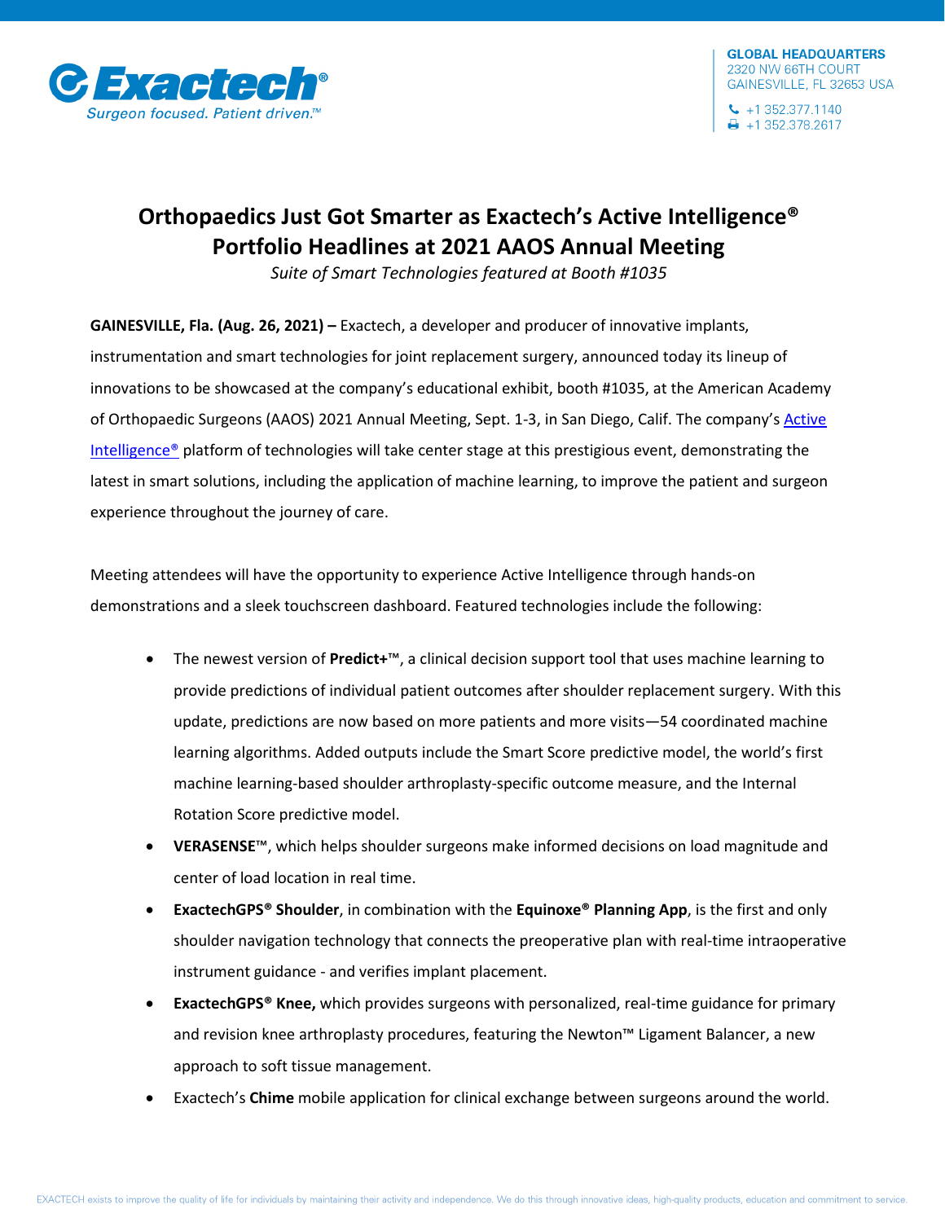Exactech®
Surgeon focused. Patient driven.™

**GLOBAL HEADQUARTERS**
2320 NW 66TH COURT
GAINESVILLE, FL 32653 USA

+1 352.377.1140
+1 352.378.2617

# Orthopaedics Just Got Smarter as Exactech's Active Intelligence® Portfolio Headlines at 2021 AAOS Annual Meeting

*Suite of Smart Technologies featured at Booth #1035*

**GAINESVILLE, Fla. (Aug. 26, 2021) –** Exactech, a developer and producer of innovative implants, instrumentation and smart technologies for joint replacement surgery, announced today its lineup of innovations to be showcased at the company's educational exhibit, booth #1035, at the American Academy of Orthopaedic Surgeons (AAOS) 2021 Annual Meeting, Sept. 1-3, in San Diego, Calif. The company's Active Intelligence® platform of technologies will take center stage at this prestigious event, demonstrating the latest in smart solutions, including the application of machine learning, to improve the patient and surgeon experience throughout the journey of care.

Meeting attendees will have the opportunity to experience Active Intelligence through hands-on demonstrations and a sleek touchscreen dashboard. Featured technologies include the following:

- The newest version of **Predict+**™, a clinical decision support tool that uses machine learning to provide predictions of individual patient outcomes after shoulder replacement surgery. With this update, predictions are now based on more patients and more visits—54 coordinated machine learning algorithms. Added outputs include the Smart Score predictive model, the world's first machine learning-based shoulder arthroplasty-specific outcome measure, and the Internal Rotation Score predictive model.
- **VERASENSE**™, which helps shoulder surgeons make informed decisions on load magnitude and center of load location in real time.
- **ExactechGPS® Shoulder**, in combination with the **Equinoxe® Planning App**, is the first and only shoulder navigation technology that connects the preoperative plan with real-time intraoperative instrument guidance - and verifies implant placement.
- **ExactechGPS® Knee,** which provides surgeons with personalized, real-time guidance for primary and revision knee arthroplasty procedures, featuring the Newton™ Ligament Balancer, a new approach to soft tissue management.
- Exactech's **Chime** mobile application for clinical exchange between surgeons around the world.

EXACTECH exists to improve the quality of life for individuals by maintaining their activity and independence. We do this through innovative ideas, high-quality products, education and commitment to service.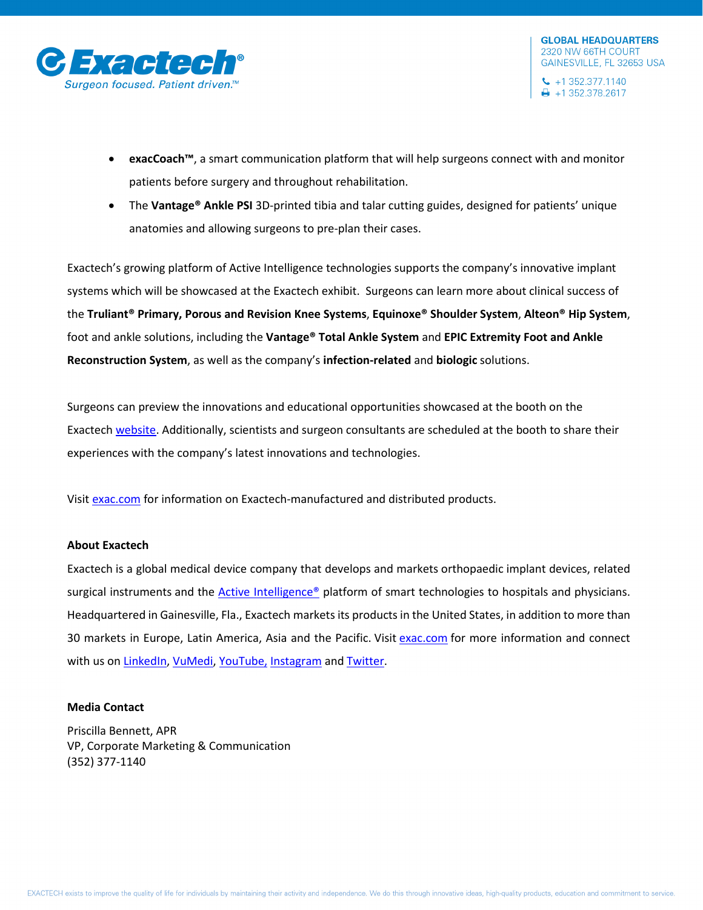- **exacCoach™**, a smart communication platform that will help surgeons connect with and monitor patients before surgery and throughout rehabilitation.
- The **Vantage® Ankle PSI** 3D-printed tibia and talar cutting guides, designed for patients' unique anatomies and allowing surgeons to pre-plan their cases.

Exactech's growing platform of Active Intelligence technologies supports the company's innovative implant systems which will be showcased at the Exactech exhibit. Surgeons can learn more about clinical success of the **Truliant® Primary, Porous and Revision Knee Systems**, **Equinoxe® Shoulder System**, **Alteon® Hip System**, foot and ankle solutions, including the **Vantage® Total Ankle System** and **EPIC Extremity Foot and Ankle Reconstruction System**, as well as the company's **infection-related** and **biologic** solutions.

Surgeons can preview the innovations and educational opportunities showcased at the booth on the Exactech website. Additionally, scientists and surgeon consultants are scheduled at the booth to share their experiences with the company's latest innovations and technologies.

Visit exac.com for information on Exactech-manufactured and distributed products.

**About Exactech**

Exactech is a global medical device company that develops and markets orthopaedic implant devices, related surgical instruments and the Active Intelligence® platform of smart technologies to hospitals and physicians. Headquartered in Gainesville, Fla., Exactech markets its products in the United States, in addition to more than 30 markets in Europe, Latin America, Asia and the Pacific. Visit exac.com for more information and connect with us on LinkedIn, VuMedi, YouTube, Instagram and Twitter.

**Media Contact**

Priscilla Bennett, APR
VP, Corporate Marketing & Communication
(352) 377-1140